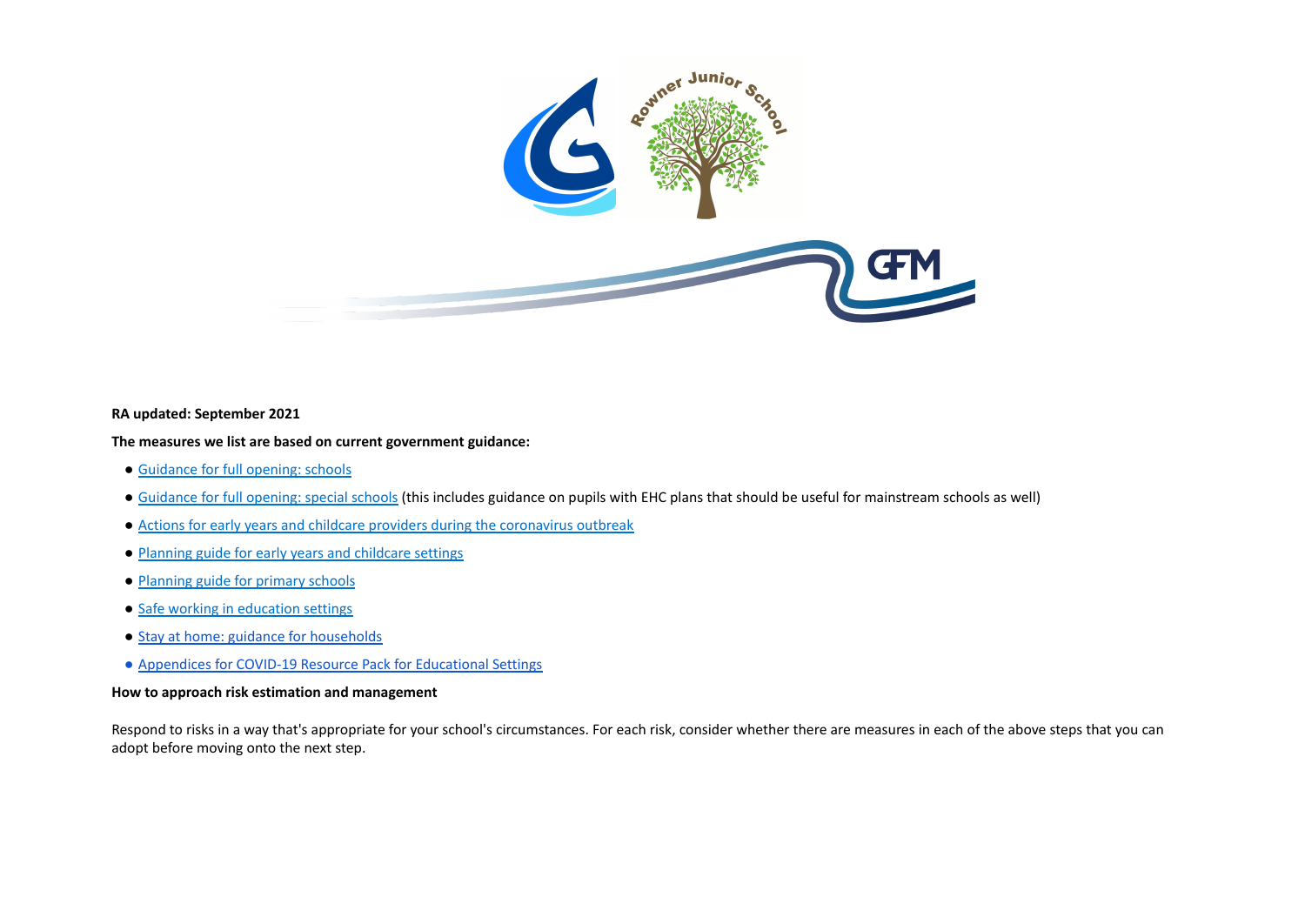**RA updated: September 2021**

**The measures we list are based on current government guidance:**

- Guidance for full opening: schools
- Guidance for full opening: special schools (this includes guidance on pupils with EHC plans that should be useful for mainstream schools as well)
- Actions for early years and childcare providers during the coronavirus outbreak
- Planning guide for early years and childcare settings
- Planning guide for primary schools
- Safe working in education settings
- Stay at home: guidance for households
- Appendices for COVID-19 Resource Pack for Educational Settings

**How to approach risk estimation and management**

Respond to risks in a way that's appropriate for your school's circumstances. For each risk, consider whether there are measures in each of the above steps that you can adopt before moving onto the next step.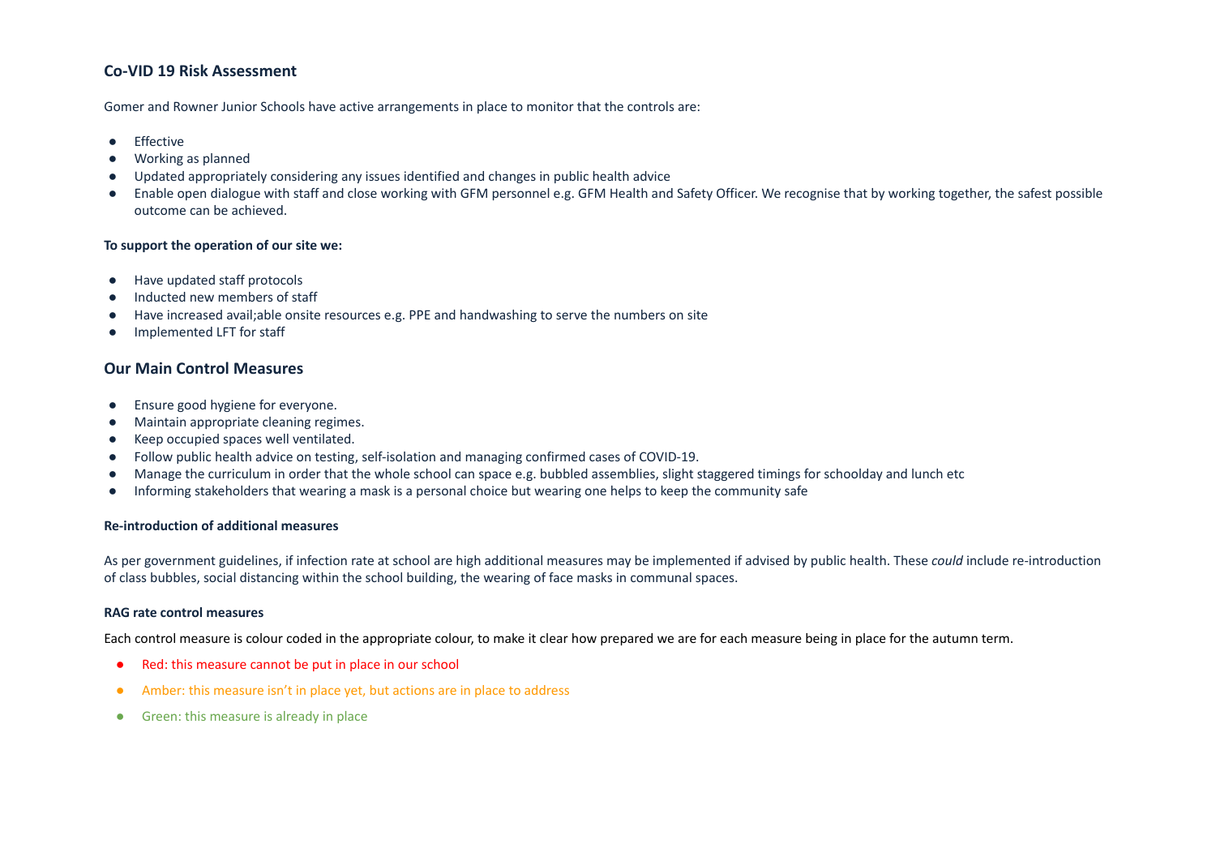## Co-VID 19 Risk Assessment

Gomer and Rowner Junior Schools have active arrangements in place to monitor that the controls are:

- Effective
- Working as planned
- Updated appropriately considering any issues identified and changes in public health advice
- Enable open dialogue with staff and close working with GFM personnel e.g. GFM Health and Safety Officer. We recognise that by working together, the safest possible outcome can be achieved.

**To support the operation of our site we:**

- Have updated staff protocols
- Inducted new members of staff
- Have increased avail;able onsite resources e.g. PPE and handwashing to serve the numbers on site
- Implemented LFT for staff

## Our Main Control Measures

- Ensure good hygiene for everyone.
- Maintain appropriate cleaning regimes.
- Keep occupied spaces well ventilated.
- Follow public health advice on testing, self-isolation and managing confirmed cases of COVID-19.
- Manage the curriculum in order that the whole school can space e.g. bubbled assemblies, slight staggered timings for schoolday and lunch etc
- Informing stakeholders that wearing a mask is a personal choice but wearing one helps to keep the community safe

**Re-introduction of additional measures**

As per government guidelines, if infection rate at school are high additional measures may be implemented if advised by public health. These *could* include re-introduction of class bubbles, social distancing within the school building, the wearing of face masks in communal spaces.

**RAG rate control measures**

Each control measure is colour coded in the appropriate colour, to make it clear how prepared we are for each measure being in place for the autumn term.

- Red: this measure cannot be put in place in our school
- Amber: this measure isn't in place yet, but actions are in place to address
- Green: this measure is already in place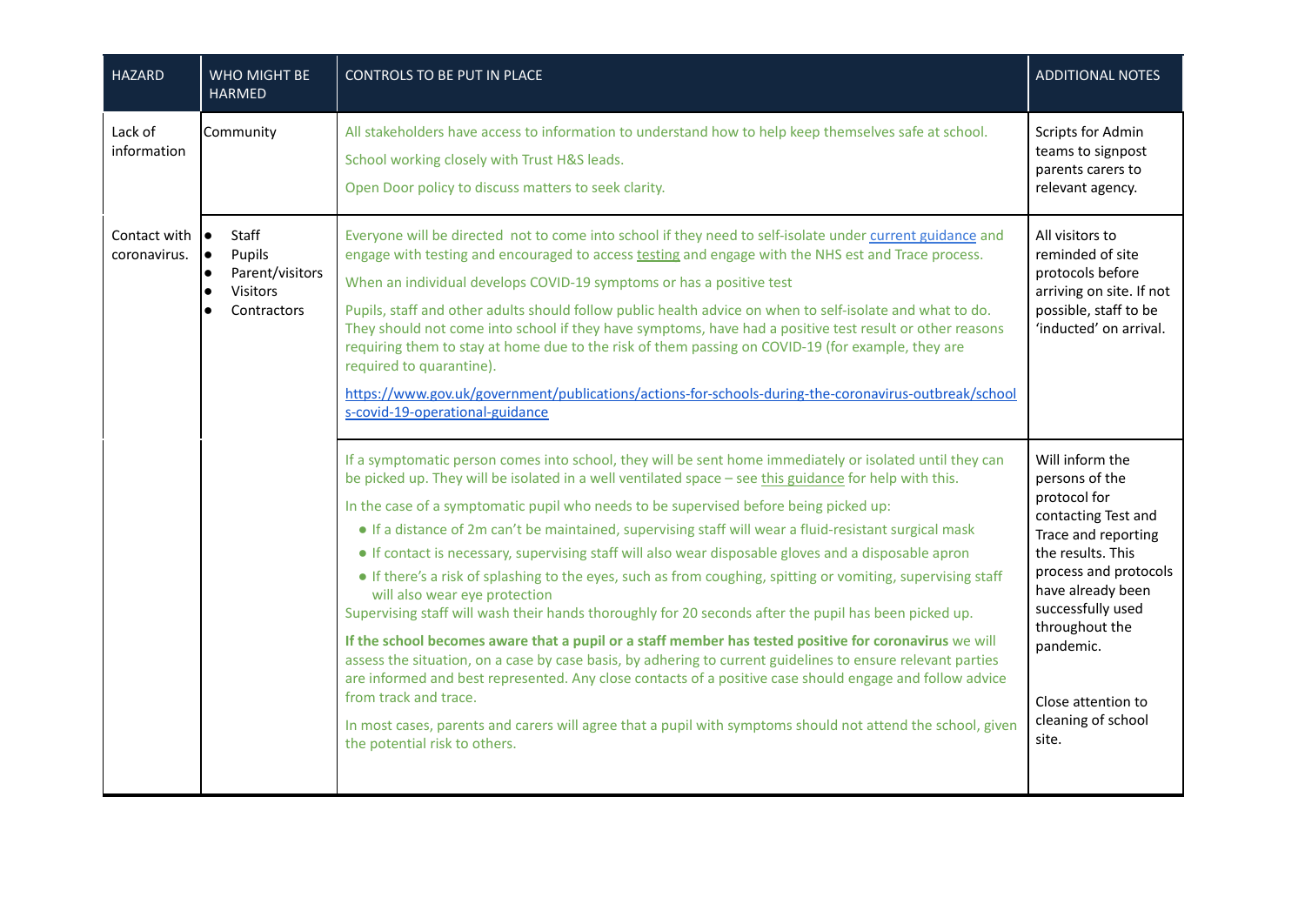| HAZARD | WHO MIGHT BE HARMED | CONTROLS TO BE PUT IN PLACE | ADDITIONAL NOTES |
|---|---|---|---|
| Lack of information | Community | All stakeholders have access to information to understand how to help keep themselves safe at school.<br>School working closely with Trust H&S leads.<br>Open Door policy to discuss matters to seek clarity. | Scripts for Admin teams to signpost parents carers to relevant agency. |
| Contact with coronavirus. | • Staff<br>• Pupils<br>• Parent/visitors<br>• Visitors<br>• Contractors | Everyone will be directed not to come into school if they need to self-isolate under current guidance and engage with testing and encouraged to access testing and engage with the NHS est and Trace process.<br>When an individual develops COVID-19 symptoms or has a positive test<br>Pupils, staff and other adults should follow public health advice on when to self-isolate and what to do. They should not come into school if they have symptoms, have had a positive test result or other reasons requiring them to stay at home due to the risk of them passing on COVID-19 (for example, they are required to quarantine).<br>https://www.gov.uk/government/publications/actions-for-schools-during-the-coronavirus-outbreak/schools-covid-19-operational-guidance | All visitors to reminded of site protocols before arriving on site. If not possible, staff to be 'inducted' on arrival. |
| | | If a symptomatic person comes into school, they will be sent home immediately or isolated until they can be picked up. They will be isolated in a well ventilated space – see this guidance for help with this.<br>In the case of a symptomatic pupil who needs to be supervised before being picked up:<br>• If a distance of 2m can't be maintained, supervising staff will wear a fluid-resistant surgical mask<br>• If contact is necessary, supervising staff will also wear disposable gloves and a disposable apron<br>• If there's a risk of splashing to the eyes, such as from coughing, spitting or vomiting, supervising staff will also wear eye protection<br>Supervising staff will wash their hands thoroughly for 20 seconds after the pupil has been picked up.<br>**If the school becomes aware that a pupil or a staff member has tested positive for coronavirus** we will assess the situation, on a case by case basis, by adhering to current guidelines to ensure relevant parties are informed and best represented. Any close contacts of a positive case should engage and follow advice from track and trace.<br>In most cases, parents and carers will agree that a pupil with symptoms should not attend the school, given the potential risk to others. | Will inform the persons of the protocol for contacting Test and Trace and reporting the results. This process and protocols have already been successfully used throughout the pandemic.<br><br>Close attention to cleaning of school site. |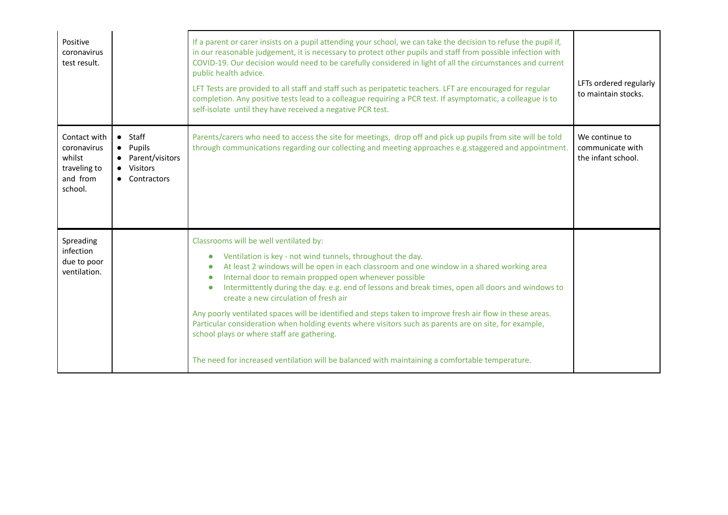| | | | |
|---|---|---|---|
| Positive coronavirus test result. | | If a parent or carer insists on a pupil attending your school, we can take the decision to refuse the pupil if, in our reasonable judgement, it is necessary to protect other pupils and staff from possible infection with COVID-19. Our decision would need to be carefully considered in light of all the circumstances and current public health advice.<br><br>LFT Tests are provided to all staff and staff such as peripatetic teachers. LFT are encouraged for regular completion. Any positive tests lead to a colleague requiring a PCR test. If asymptomatic, a colleague is to self-isolate until they have received a negative PCR test. | LFTs ordered regularly to maintain stocks. |
| Contact with coronavirus whilst traveling to and from school. | • Staff<br>• Pupils<br>• Parent/visitors<br>• Visitors<br>• Contractors | Parents/carers who need to access the site for meetings, drop off and pick up pupils from site will be told through communications regarding our collecting and meeting approaches e.g.staggered and appointment. | We continue to communicate with the infant school. |
| Spreading infection due to poor ventilation. | | Classrooms will be well ventilated by:<br>• Ventilation is key - not wind tunnels, throughout the day.<br>• At least 2 windows will be open in each classroom and one window in a shared working area<br>• Internal door to remain propped open whenever possible<br>• Intermittently during the day. e.g. end of lessons and break times, open all doors and windows to create a new circulation of fresh air<br><br>Any poorly ventilated spaces will be identified and steps taken to improve fresh air flow in these areas. Particular consideration when holding events where visitors such as parents are on site, for example, school plays or where staff are gathering.<br><br>The need for increased ventilation will be balanced with maintaining a comfortable temperature. | |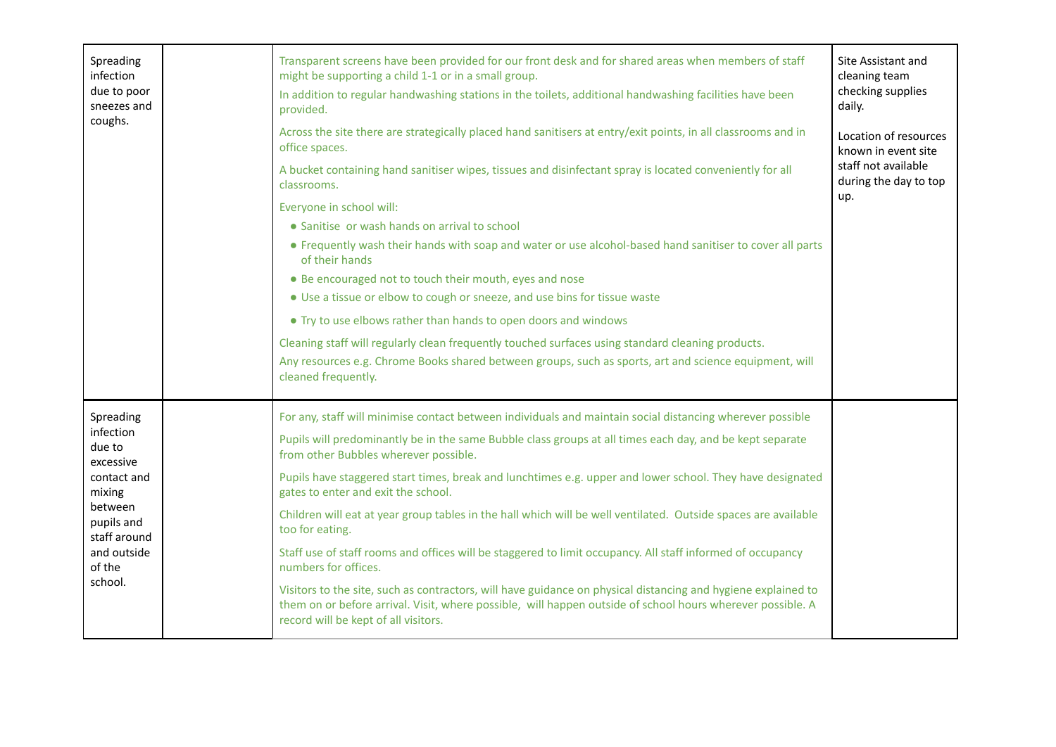| | | | |
|---|---|---|---|
| Spreading infection due to poor sneezes and coughs. | | Transparent screens have been provided for our front desk and for shared areas when members of staff might be supporting a child 1-1 or in a small group.<br>In addition to regular handwashing stations in the toilets, additional handwashing facilities have been provided.<br>Across the site there are strategically placed hand sanitisers at entry/exit points, in all classrooms and in office spaces.<br>A bucket containing hand sanitiser wipes, tissues and disinfectant spray is located conveniently for all classrooms.<br>Everyone in school will:<br>• Sanitise or wash hands on arrival to school<br>• Frequently wash their hands with soap and water or use alcohol-based hand sanitiser to cover all parts of their hands<br>• Be encouraged not to touch their mouth, eyes and nose<br>• Use a tissue or elbow to cough or sneeze, and use bins for tissue waste<br>• Try to use elbows rather than hands to open doors and windows<br>Cleaning staff will regularly clean frequently touched surfaces using standard cleaning products.<br>Any resources e.g. Chrome Books shared between groups, such as sports, art and science equipment, will cleaned frequently. | Site Assistant and cleaning team checking supplies daily.<br><br>Location of resources known in event site staff not available during the day to top up. |
| Spreading infection due to excessive contact and mixing between pupils and staff around and outside of the school. | | For any, staff will minimise contact between individuals and maintain social distancing wherever possible<br>Pupils will predominantly be in the same Bubble class groups at all times each day, and be kept separate from other Bubbles wherever possible.<br>Pupils have staggered start times, break and lunchtimes e.g. upper and lower school. They have designated gates to enter and exit the school.<br>Children will eat at year group tables in the hall which will be well ventilated. Outside spaces are available too for eating.<br>Staff use of staff rooms and offices will be staggered to limit occupancy. All staff informed of occupancy numbers for offices.<br>Visitors to the site, such as contractors, will have guidance on physical distancing and hygiene explained to them on or before arrival. Visit, where possible, will happen outside of school hours wherever possible. A record will be kept of all visitors. | |